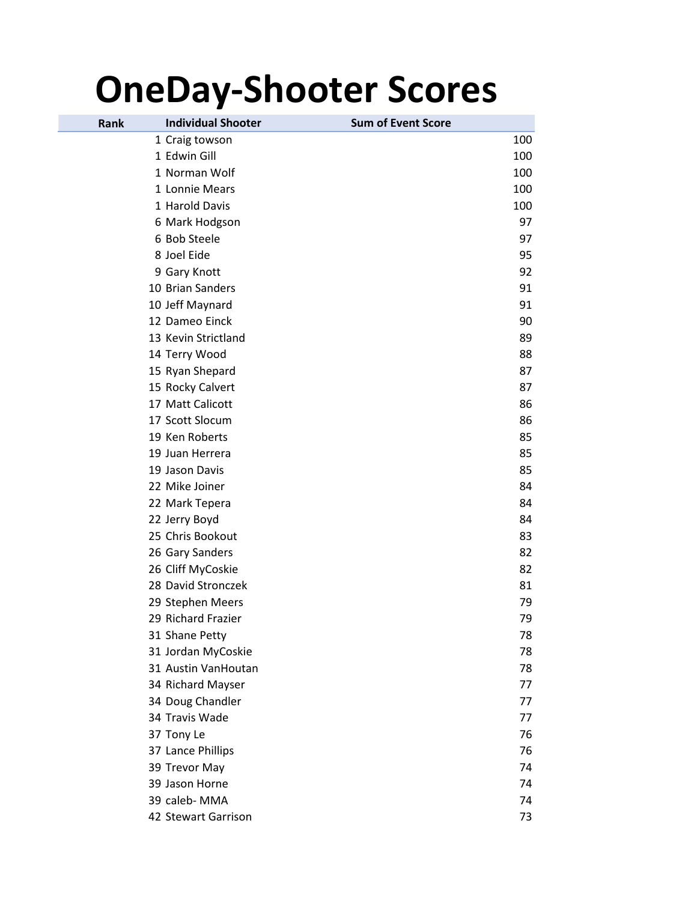# OneDay-Shooter Scores

| Rank | Individual Shooter | Sum of Event Score |
|---|---|---|
| 1 | Craig towson | 100 |
| 1 | Edwin Gill | 100 |
| 1 | Norman Wolf | 100 |
| 1 | Lonnie Mears | 100 |
| 1 | Harold Davis | 100 |
| 6 | Mark Hodgson | 97 |
| 6 | Bob Steele | 97 |
| 8 | Joel Eide | 95 |
| 9 | Gary Knott | 92 |
| 10 | Brian Sanders | 91 |
| 10 | Jeff Maynard | 91 |
| 12 | Dameo Einck | 90 |
| 13 | Kevin Strictland | 89 |
| 14 | Terry Wood | 88 |
| 15 | Ryan Shepard | 87 |
| 15 | Rocky Calvert | 87 |
| 17 | Matt Calicott | 86 |
| 17 | Scott Slocum | 86 |
| 19 | Ken Roberts | 85 |
| 19 | Juan Herrera | 85 |
| 19 | Jason Davis | 85 |
| 22 | Mike Joiner | 84 |
| 22 | Mark Tepera | 84 |
| 22 | Jerry Boyd | 84 |
| 25 | Chris Bookout | 83 |
| 26 | Gary Sanders | 82 |
| 26 | Cliff MyCoskie | 82 |
| 28 | David Stronczek | 81 |
| 29 | Stephen Meers | 79 |
| 29 | Richard Frazier | 79 |
| 31 | Shane Petty | 78 |
| 31 | Jordan MyCoskie | 78 |
| 31 | Austin VanHoutan | 78 |
| 34 | Richard Mayser | 77 |
| 34 | Doug Chandler | 77 |
| 34 | Travis Wade | 77 |
| 37 | Tony Le | 76 |
| 37 | Lance Phillips | 76 |
| 39 | Trevor May | 74 |
| 39 | Jason Horne | 74 |
| 39 | caleb- MMA | 74 |
| 42 | Stewart Garrison | 73 |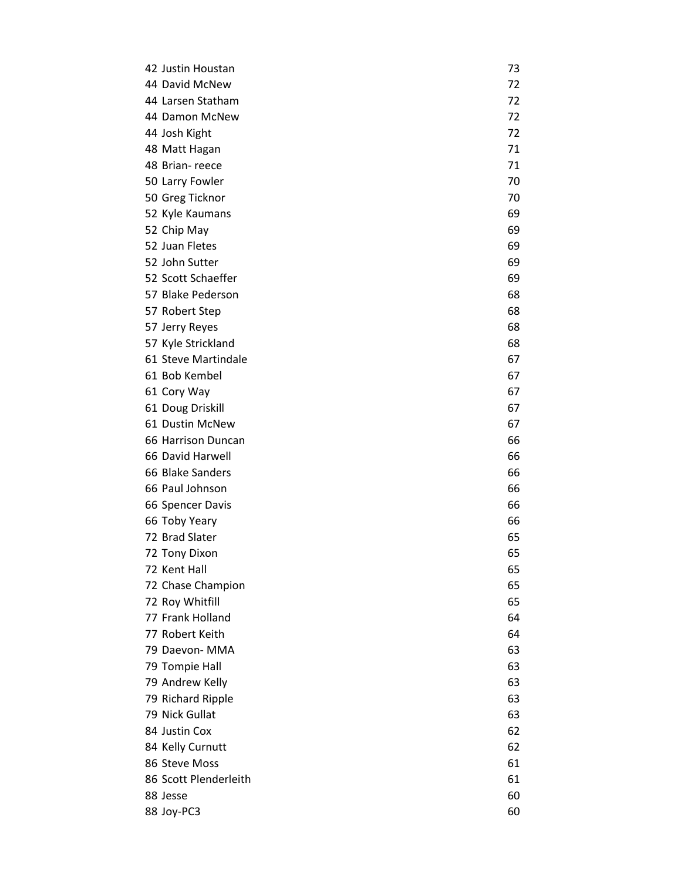| | | |
|---|---|---|
| 42 | Justin Houstan | 73 |
| 44 | David McNew | 72 |
| 44 | Larsen Statham | 72 |
| 44 | Damon McNew | 72 |
| 44 | Josh Kight | 72 |
| 48 | Matt Hagan | 71 |
| 48 | Brian- reece | 71 |
| 50 | Larry Fowler | 70 |
| 50 | Greg Ticknor | 70 |
| 52 | Kyle Kaumans | 69 |
| 52 | Chip May | 69 |
| 52 | Juan Fletes | 69 |
| 52 | John Sutter | 69 |
| 52 | Scott Schaeffer | 69 |
| 57 | Blake Pederson | 68 |
| 57 | Robert Step | 68 |
| 57 | Jerry Reyes | 68 |
| 57 | Kyle Strickland | 68 |
| 61 | Steve Martindale | 67 |
| 61 | Bob Kembel | 67 |
| 61 | Cory Way | 67 |
| 61 | Doug Driskill | 67 |
| 61 | Dustin McNew | 67 |
| 66 | Harrison Duncan | 66 |
| 66 | David Harwell | 66 |
| 66 | Blake Sanders | 66 |
| 66 | Paul Johnson | 66 |
| 66 | Spencer Davis | 66 |
| 66 | Toby Yeary | 66 |
| 72 | Brad Slater | 65 |
| 72 | Tony Dixon | 65 |
| 72 | Kent Hall | 65 |
| 72 | Chase Champion | 65 |
| 72 | Roy Whitfill | 65 |
| 77 | Frank Holland | 64 |
| 77 | Robert Keith | 64 |
| 79 | Daevon- MMA | 63 |
| 79 | Tompie Hall | 63 |
| 79 | Andrew Kelly | 63 |
| 79 | Richard Ripple | 63 |
| 79 | Nick Gullat | 63 |
| 84 | Justin Cox | 62 |
| 84 | Kelly Curnutt | 62 |
| 86 | Steve Moss | 61 |
| 86 | Scott Plenderleith | 61 |
| 88 | Jesse | 60 |
| 88 | Joy-PC3 | 60 |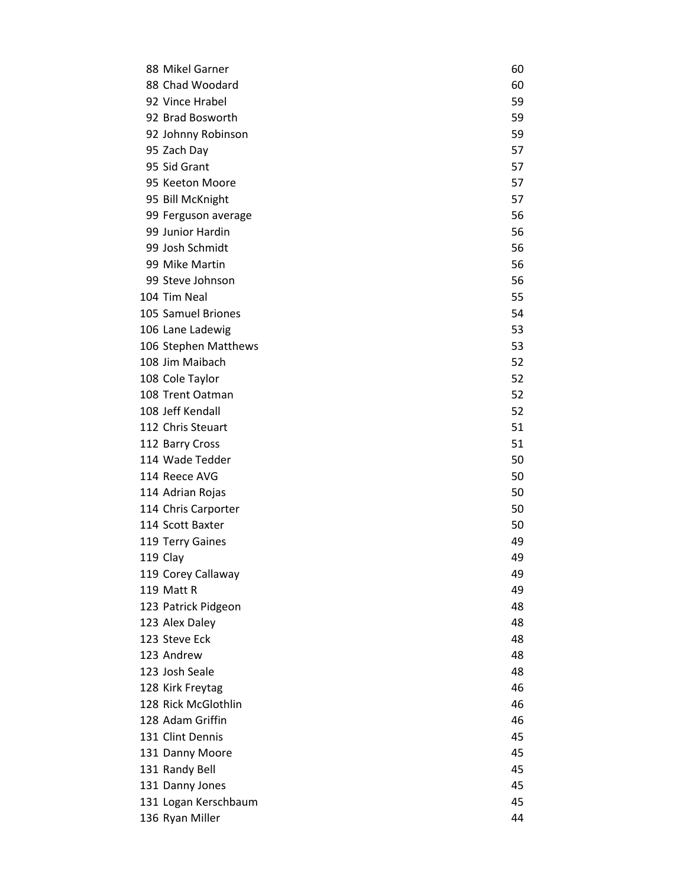| | | |
|---|---|---|
| 88 | Mikel Garner | 60 |
| 88 | Chad Woodard | 60 |
| 92 | Vince Hrabel | 59 |
| 92 | Brad Bosworth | 59 |
| 92 | Johnny Robinson | 59 |
| 95 | Zach Day | 57 |
| 95 | Sid Grant | 57 |
| 95 | Keeton Moore | 57 |
| 95 | Bill McKnight | 57 |
| 99 | Ferguson average | 56 |
| 99 | Junior Hardin | 56 |
| 99 | Josh Schmidt | 56 |
| 99 | Mike Martin | 56 |
| 99 | Steve Johnson | 56 |
| 104 | Tim Neal | 55 |
| 105 | Samuel Briones | 54 |
| 106 | Lane Ladewig | 53 |
| 106 | Stephen Matthews | 53 |
| 108 | Jim Maibach | 52 |
| 108 | Cole Taylor | 52 |
| 108 | Trent Oatman | 52 |
| 108 | Jeff Kendall | 52 |
| 112 | Chris Steuart | 51 |
| 112 | Barry Cross | 51 |
| 114 | Wade Tedder | 50 |
| 114 | Reece AVG | 50 |
| 114 | Adrian Rojas | 50 |
| 114 | Chris Carporter | 50 |
| 114 | Scott Baxter | 50 |
| 119 | Terry Gaines | 49 |
| 119 | Clay | 49 |
| 119 | Corey Callaway | 49 |
| 119 | Matt R | 49 |
| 123 | Patrick Pidgeon | 48 |
| 123 | Alex Daley | 48 |
| 123 | Steve Eck | 48 |
| 123 | Andrew | 48 |
| 123 | Josh Seale | 48 |
| 128 | Kirk Freytag | 46 |
| 128 | Rick McGlothlin | 46 |
| 128 | Adam Griffin | 46 |
| 131 | Clint Dennis | 45 |
| 131 | Danny Moore | 45 |
| 131 | Randy Bell | 45 |
| 131 | Danny Jones | 45 |
| 131 | Logan Kerschbaum | 45 |
| 136 | Ryan Miller | 44 |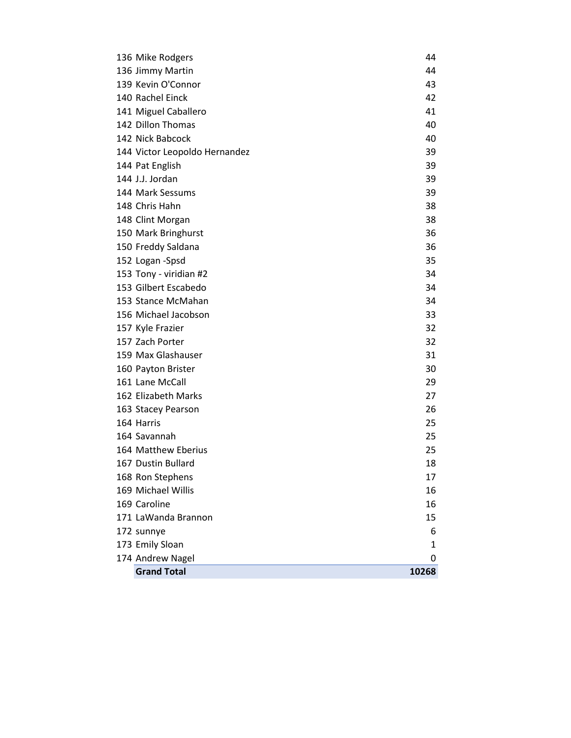| | | |
|---|---|---|
| 136 | Mike Rodgers | 44 |
| 136 | Jimmy Martin | 44 |
| 139 | Kevin O'Connor | 43 |
| 140 | Rachel Einck | 42 |
| 141 | Miguel Caballero | 41 |
| 142 | Dillon Thomas | 40 |
| 142 | Nick Babcock | 40 |
| 144 | Victor Leopoldo Hernandez | 39 |
| 144 | Pat English | 39 |
| 144 | J.J. Jordan | 39 |
| 144 | Mark Sessums | 39 |
| 148 | Chris Hahn | 38 |
| 148 | Clint Morgan | 38 |
| 150 | Mark Bringhurst | 36 |
| 150 | Freddy Saldana | 36 |
| 152 | Logan -Spsd | 35 |
| 153 | Tony - viridian #2 | 34 |
| 153 | Gilbert Escabedo | 34 |
| 153 | Stance McMahan | 34 |
| 156 | Michael Jacobson | 33 |
| 157 | Kyle Frazier | 32 |
| 157 | Zach Porter | 32 |
| 159 | Max Glashauser | 31 |
| 160 | Payton Brister | 30 |
| 161 | Lane McCall | 29 |
| 162 | Elizabeth Marks | 27 |
| 163 | Stacey Pearson | 26 |
| 164 | Harris | 25 |
| 164 | Savannah | 25 |
| 164 | Matthew Eberius | 25 |
| 167 | Dustin Bullard | 18 |
| 168 | Ron Stephens | 17 |
| 169 | Michael Willis | 16 |
| 169 | Caroline | 16 |
| 171 | LaWanda Brannon | 15 |
| 172 | sunnye | 6 |
| 173 | Emily Sloan | 1 |
| 174 | Andrew Nagel | 0 |
| | **Grand Total** | **10268** |